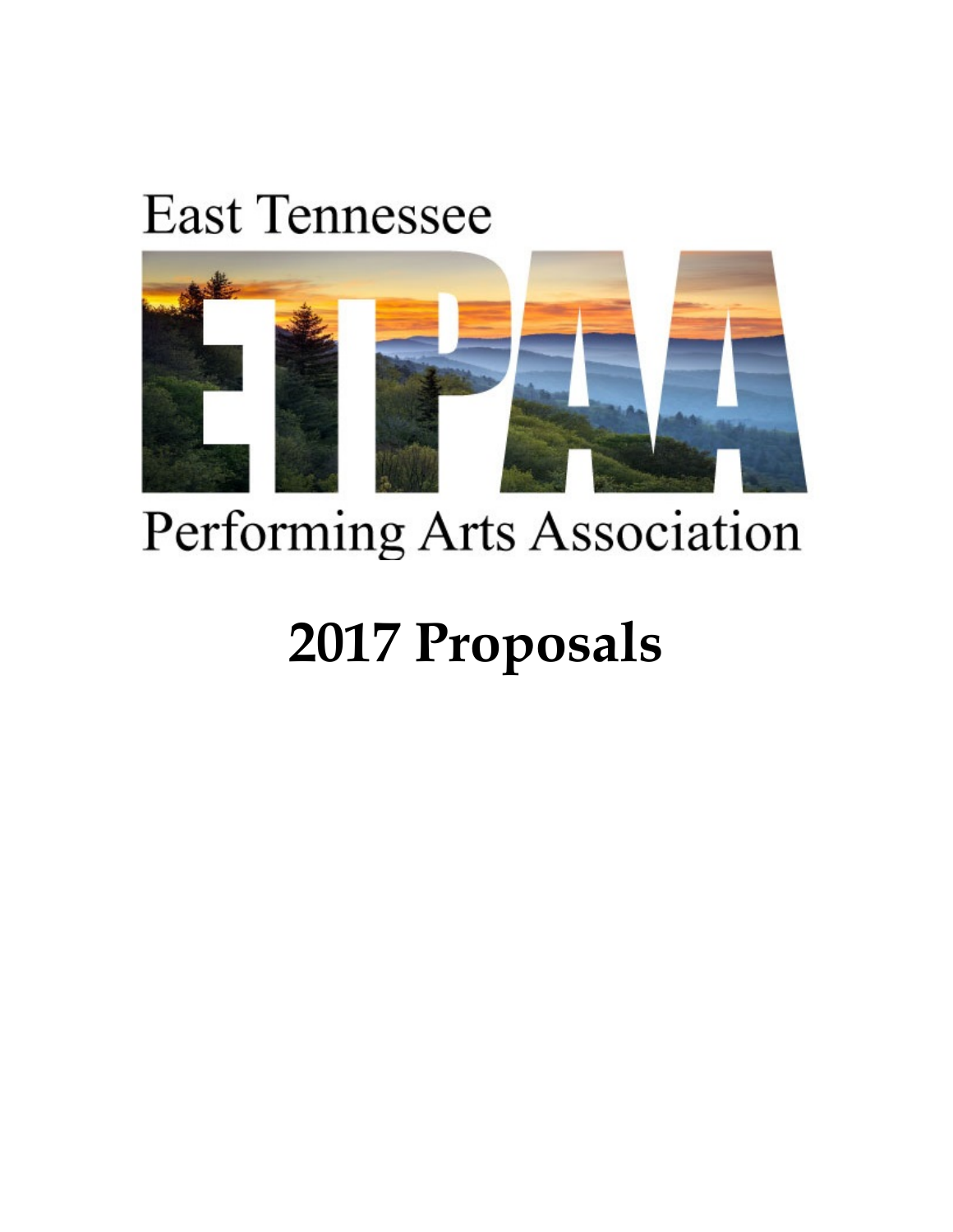East Tennessee

ETPAA

Performing Arts Association

# 2017 Proposals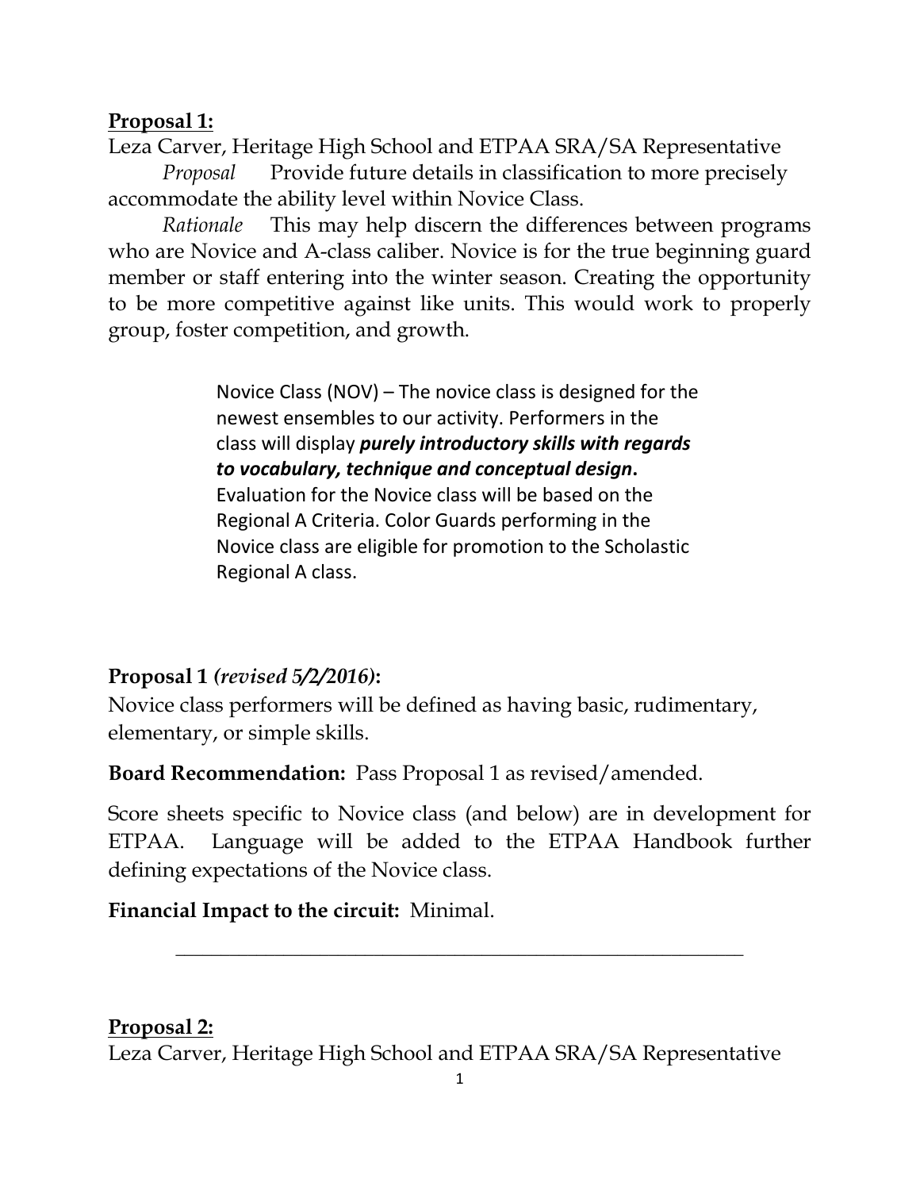**Proposal 1:**

Leza Carver, Heritage High School and ETPAA SRA/SA Representative

*Proposal* Provide future details in classification to more precisely accommodate the ability level within Novice Class.

*Rationale* This may help discern the differences between programs who are Novice and A-class caliber. Novice is for the true beginning guard member or staff entering into the winter season. Creating the opportunity to be more competitive against like units. This would work to properly group, foster competition, and growth.

> Novice Class (NOV) – The novice class is designed for the newest ensembles to our activity. Performers in the class will display ***purely introductory skills with regards to vocabulary, technique and conceptual design*.** Evaluation for the Novice class will be based on the Regional A Criteria. Color Guards performing in the Novice class are eligible for promotion to the Scholastic Regional A class.

**Proposal 1** ***(revised 5/2/2016)*:**

Novice class performers will be defined as having basic, rudimentary, elementary, or simple skills.

**Board Recommendation:** Pass Proposal 1 as revised/amended.

Score sheets specific to Novice class (and below) are in development for ETPAA. Language will be added to the ETPAA Handbook further defining expectations of the Novice class.

**Financial Impact to the circuit:** Minimal.

---

**Proposal 2:**

Leza Carver, Heritage High School and ETPAA SRA/SA Representative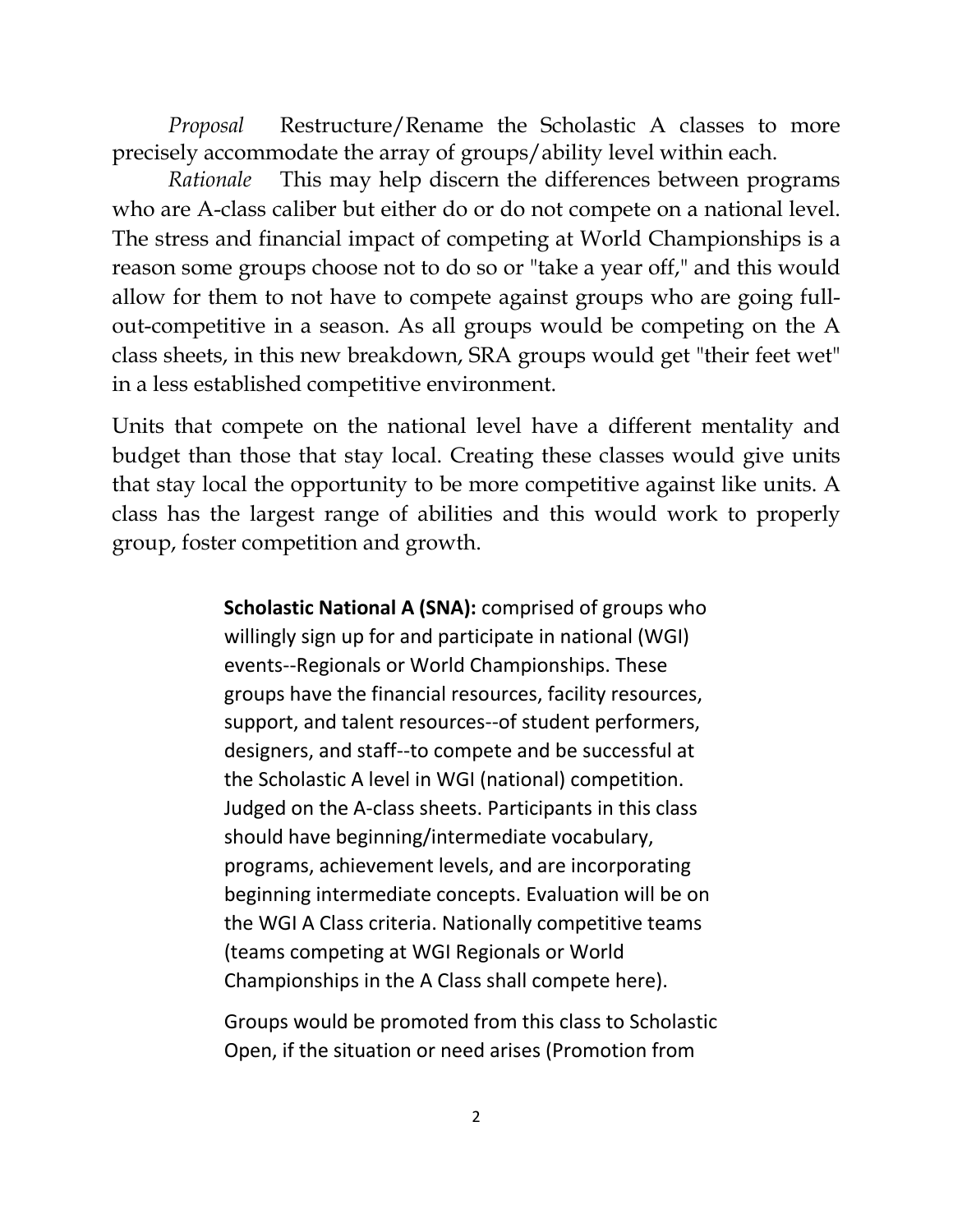*Proposal* Restructure/Rename the Scholastic A classes to more precisely accommodate the array of groups/ability level within each.

*Rationale* This may help discern the differences between programs who are A-class caliber but either do or do not compete on a national level. The stress and financial impact of competing at World Championships is a reason some groups choose not to do so or "take a year off," and this would allow for them to not have to compete against groups who are going full-out-competitive in a season. As all groups would be competing on the A class sheets, in this new breakdown, SRA groups would get "their feet wet" in a less established competitive environment.

Units that compete on the national level have a different mentality and budget than those that stay local. Creating these classes would give units that stay local the opportunity to be more competitive against like units. A class has the largest range of abilities and this would work to properly group, foster competition and growth.

**Scholastic National A (SNA):** comprised of groups who willingly sign up for and participate in national (WGI) events--Regionals or World Championships. These groups have the financial resources, facility resources, support, and talent resources--of student performers, designers, and staff--to compete and be successful at the Scholastic A level in WGI (national) competition. Judged on the A-class sheets. Participants in this class should have beginning/intermediate vocabulary, programs, achievement levels, and are incorporating beginning intermediate concepts. Evaluation will be on the WGI A Class criteria. Nationally competitive teams (teams competing at WGI Regionals or World Championships in the A Class shall compete here).

Groups would be promoted from this class to Scholastic Open, if the situation or need arises (Promotion from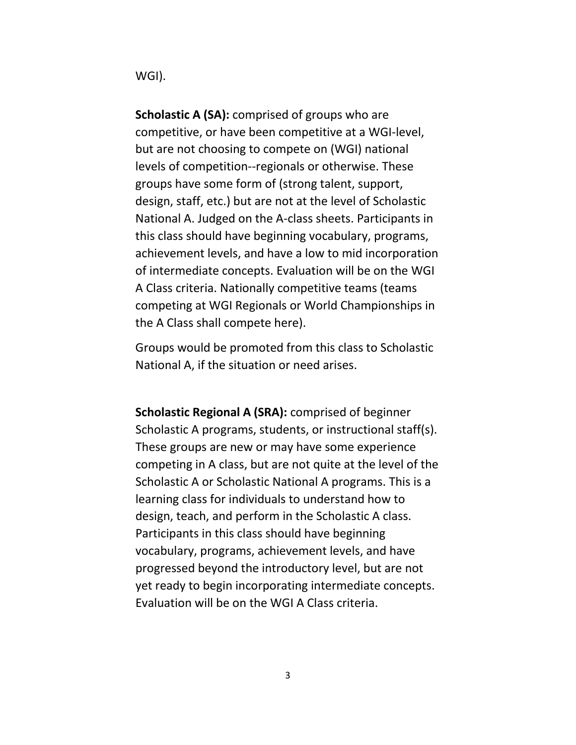WGI).

**Scholastic A (SA):** comprised of groups who are competitive, or have been competitive at a WGI-level, but are not choosing to compete on (WGI) national levels of competition--regionals or otherwise. These groups have some form of (strong talent, support, design, staff, etc.) but are not at the level of Scholastic National A. Judged on the A-class sheets. Participants in this class should have beginning vocabulary, programs, achievement levels, and have a low to mid incorporation of intermediate concepts. Evaluation will be on the WGI A Class criteria. Nationally competitive teams (teams competing at WGI Regionals or World Championships in the A Class shall compete here).

Groups would be promoted from this class to Scholastic National A, if the situation or need arises.

**Scholastic Regional A (SRA):** comprised of beginner Scholastic A programs, students, or instructional staff(s). These groups are new or may have some experience competing in A class, but are not quite at the level of the Scholastic A or Scholastic National A programs. This is a learning class for individuals to understand how to design, teach, and perform in the Scholastic A class. Participants in this class should have beginning vocabulary, programs, achievement levels, and have progressed beyond the introductory level, but are not yet ready to begin incorporating intermediate concepts. Evaluation will be on the WGI A Class criteria.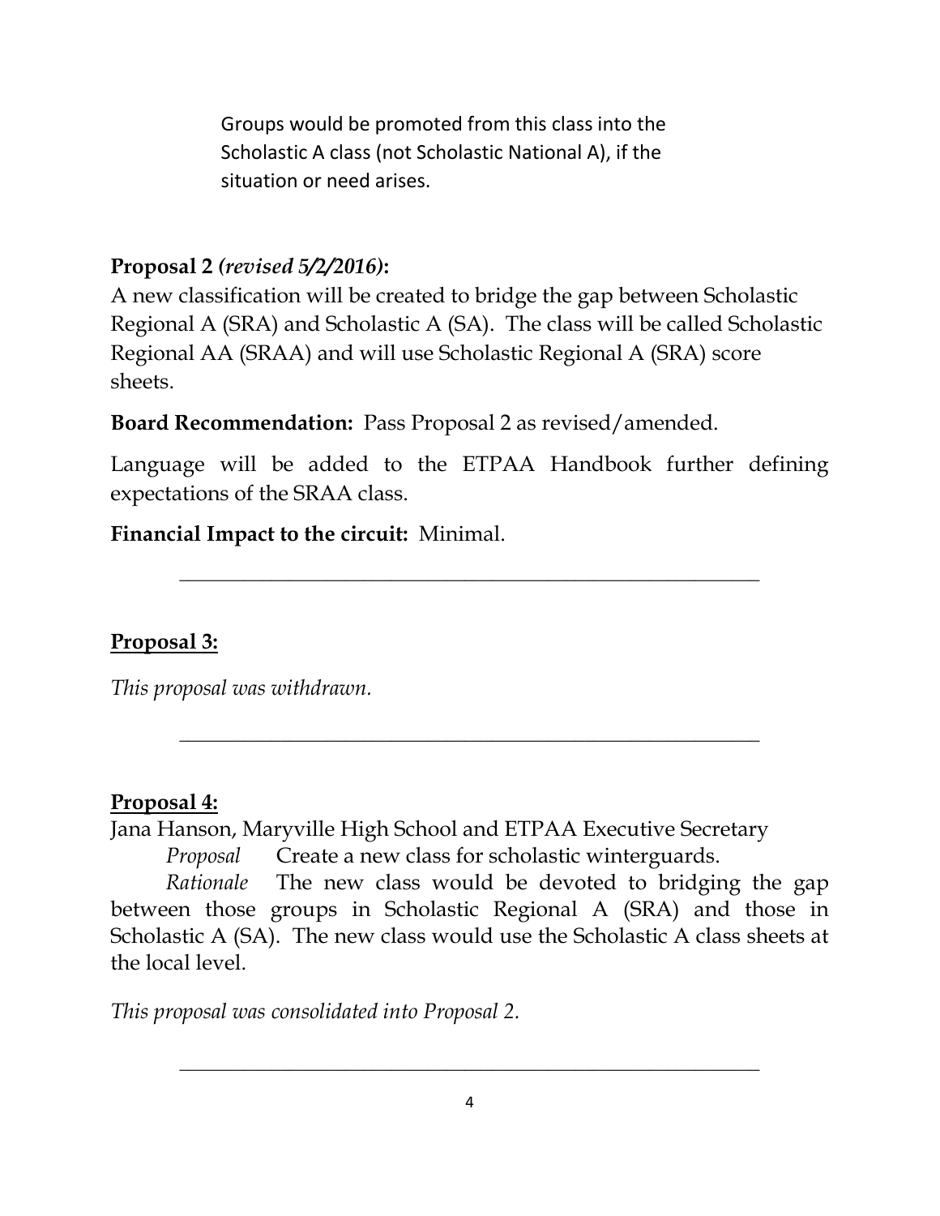Groups would be promoted from this class into the Scholastic A class (not Scholastic National A), if the situation or need arises.

**Proposal 2** ***(revised 5/2/2016)*****:**
A new classification will be created to bridge the gap between Scholastic Regional A (SRA) and Scholastic A (SA). The class will be called Scholastic Regional AA (SRAA) and will use Scholastic Regional A (SRA) score sheets.

**Board Recommendation:** Pass Proposal 2 as revised/amended.

Language will be added to the ETPAA Handbook further defining expectations of the SRAA class.

**Financial Impact to the circuit:** Minimal.

---

**Proposal 3:**

*This proposal was withdrawn.*

---

**Proposal 4:**
Jana Hanson, Maryville High School and ETPAA Executive Secretary

*Proposal* Create a new class for scholastic winterguards.

*Rationale* The new class would be devoted to bridging the gap between those groups in Scholastic Regional A (SRA) and those in Scholastic A (SA). The new class would use the Scholastic A class sheets at the local level.

*This proposal was consolidated into Proposal 2.*

---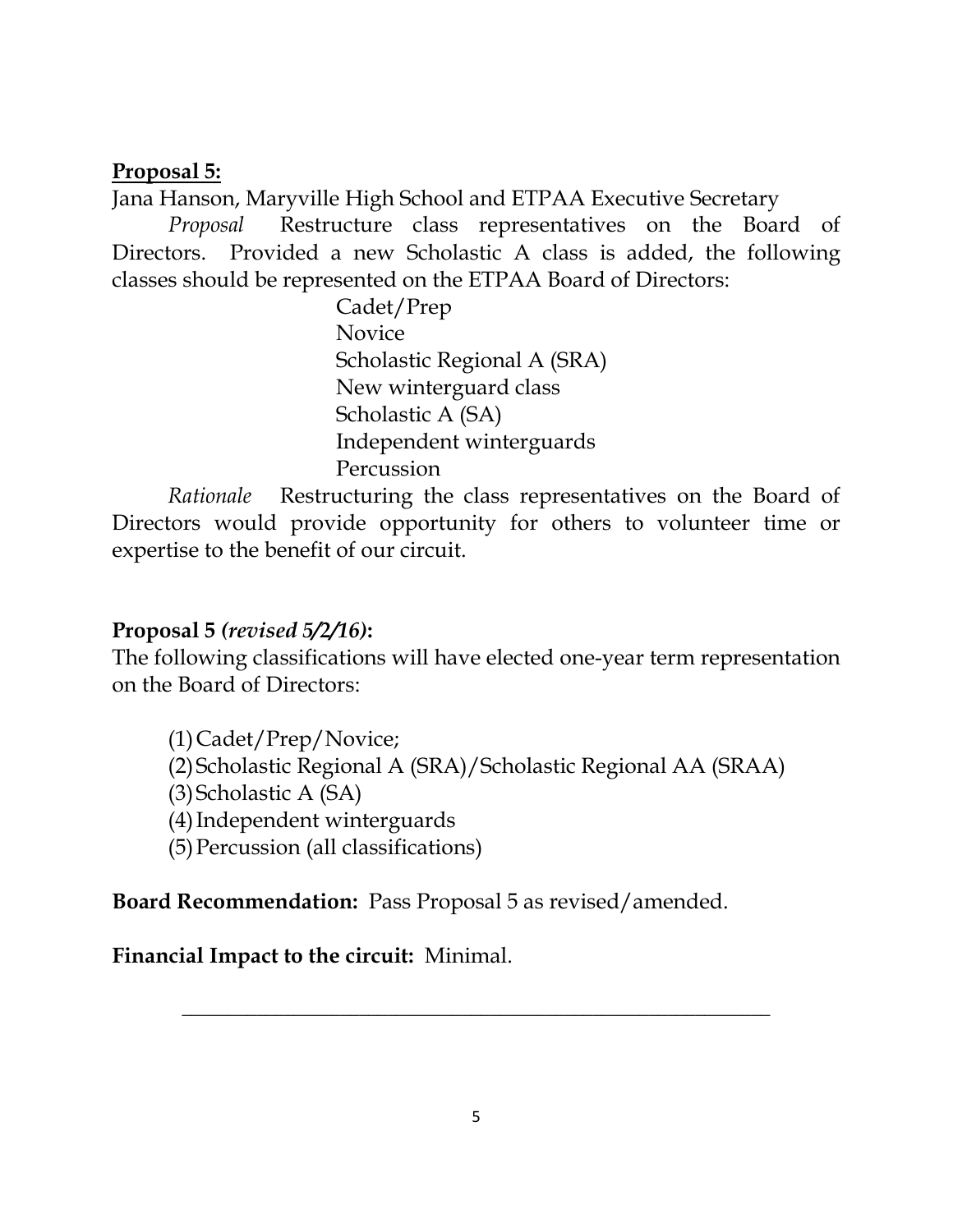**Proposal 5:**

Jana Hanson, Maryville High School and ETPAA Executive Secretary

*Proposal* Restructure class representatives on the Board of Directors. Provided a new Scholastic A class is added, the following classes should be represented on the ETPAA Board of Directors:

Cadet/Prep
Novice
Scholastic Regional A (SRA)
New winterguard class
Scholastic A (SA)
Independent winterguards
Percussion

*Rationale* Restructuring the class representatives on the Board of Directors would provide opportunity for others to volunteer time or expertise to the benefit of our circuit.

**Proposal 5 *(revised 5/2/16)*:**

The following classifications will have elected one-year term representation on the Board of Directors:

(1) Cadet/Prep/Novice;
(2) Scholastic Regional A (SRA)/Scholastic Regional AA (SRAA)
(3) Scholastic A (SA)
(4) Independent winterguards
(5) Percussion (all classifications)

**Board Recommendation:** Pass Proposal 5 as revised/amended.

**Financial Impact to the circuit:** Minimal.

---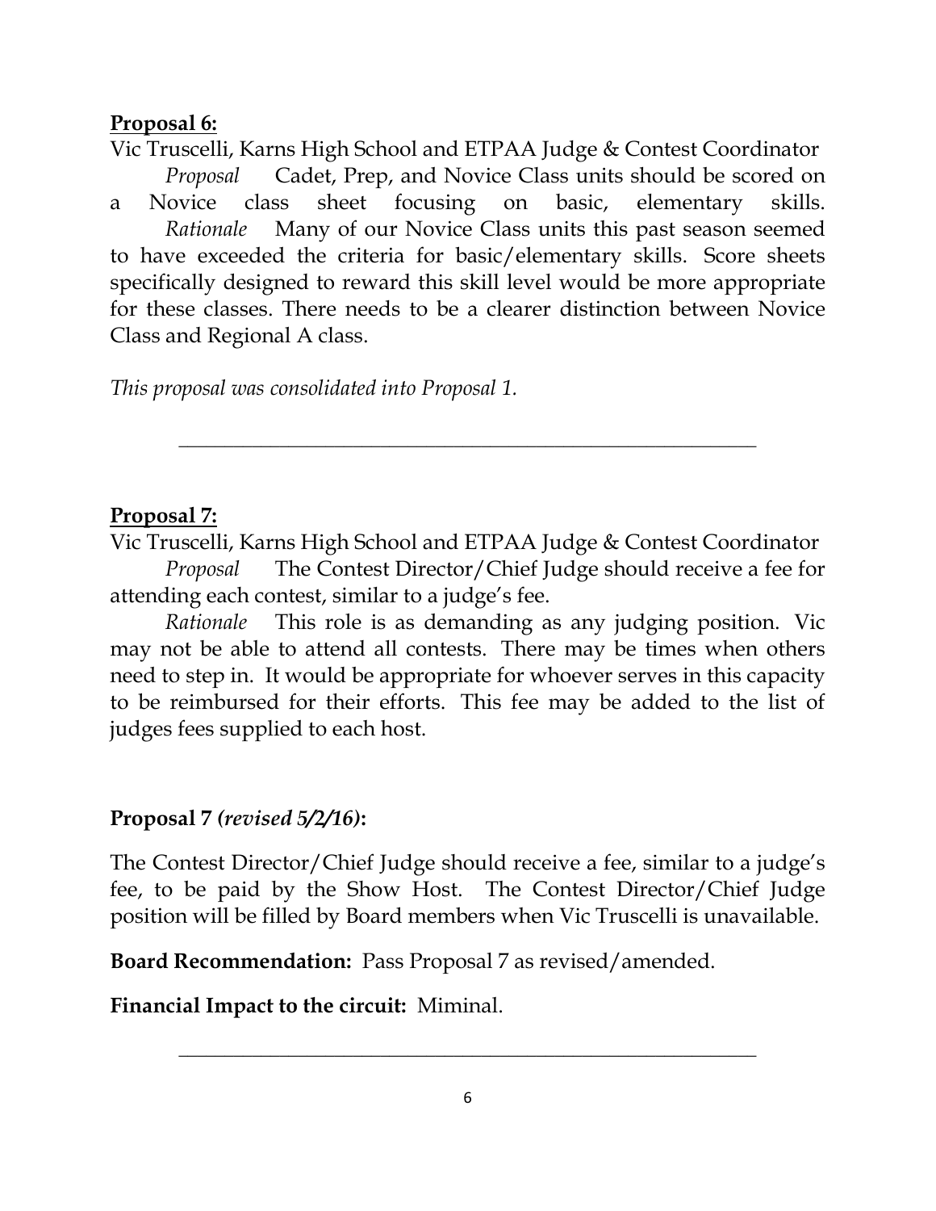**Proposal 6:**

Vic Truscelli, Karns High School and ETPAA Judge & Contest Coordinator

*Proposal* Cadet, Prep, and Novice Class units should be scored on a Novice class sheet focusing on basic, elementary skills.

*Rationale* Many of our Novice Class units this past season seemed to have exceeded the criteria for basic/elementary skills. Score sheets specifically designed to reward this skill level would be more appropriate for these classes. There needs to be a clearer distinction between Novice Class and Regional A class.

*This proposal was consolidated into Proposal 1.*

---

**Proposal 7:**

Vic Truscelli, Karns High School and ETPAA Judge & Contest Coordinator

*Proposal* The Contest Director/Chief Judge should receive a fee for attending each contest, similar to a judge's fee.

*Rationale* This role is as demanding as any judging position. Vic may not be able to attend all contests. There may be times when others need to step in. It would be appropriate for whoever serves in this capacity to be reimbursed for their efforts. This fee may be added to the list of judges fees supplied to each host.

**Proposal 7 *(revised 5/2/16)*:**

The Contest Director/Chief Judge should receive a fee, similar to a judge's fee, to be paid by the Show Host. The Contest Director/Chief Judge position will be filled by Board members when Vic Truscelli is unavailable.

**Board Recommendation:** Pass Proposal 7 as revised/amended.

**Financial Impact to the circuit:** Miminal.

---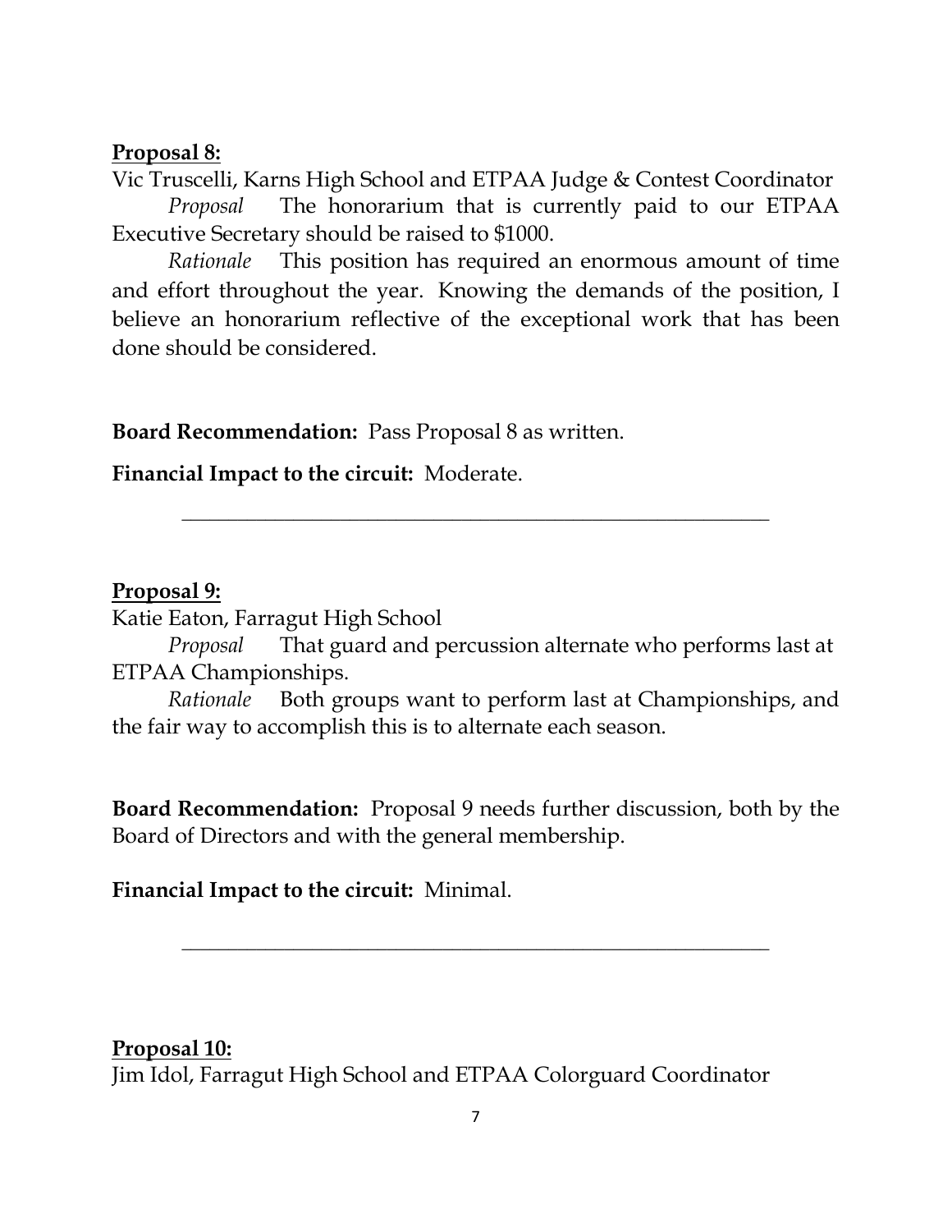**Proposal 8:**

Vic Truscelli, Karns High School and ETPAA Judge & Contest Coordinator

*Proposal* The honorarium that is currently paid to our ETPAA Executive Secretary should be raised to $1000.

*Rationale* This position has required an enormous amount of time and effort throughout the year. Knowing the demands of the position, I believe an honorarium reflective of the exceptional work that has been done should be considered.

**Board Recommendation:** Pass Proposal 8 as written.

**Financial Impact to the circuit:** Moderate.

---

**Proposal 9:**

Katie Eaton, Farragut High School

*Proposal* That guard and percussion alternate who performs last at ETPAA Championships.

*Rationale* Both groups want to perform last at Championships, and the fair way to accomplish this is to alternate each season.

**Board Recommendation:** Proposal 9 needs further discussion, both by the Board of Directors and with the general membership.

**Financial Impact to the circuit:** Minimal.

---

**Proposal 10:**

Jim Idol, Farragut High School and ETPAA Colorguard Coordinator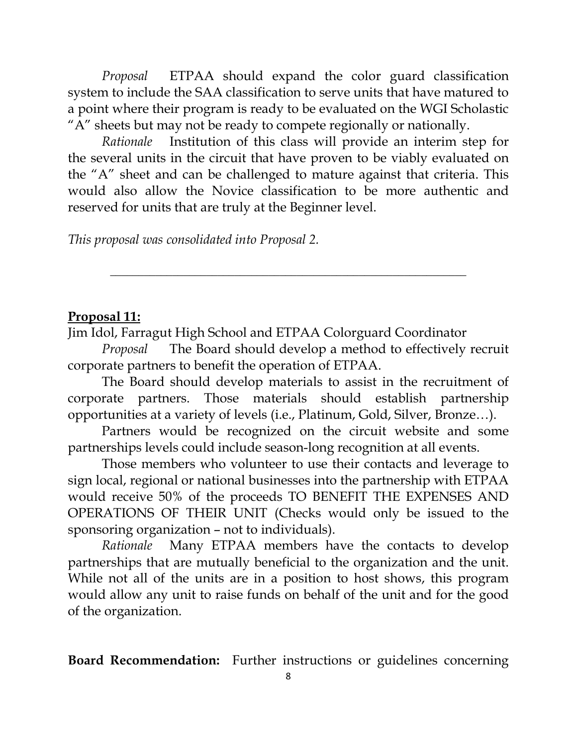*Proposal* ETPAA should expand the color guard classification system to include the SAA classification to serve units that have matured to a point where their program is ready to be evaluated on the WGI Scholastic "A" sheets but may not be ready to compete regionally or nationally.

*Rationale* Institution of this class will provide an interim step for the several units in the circuit that have proven to be viably evaluated on the "A" sheet and can be challenged to mature against that criteria. This would also allow the Novice classification to be more authentic and reserved for units that are truly at the Beginner level.

*This proposal was consolidated into Proposal 2.*

---

**Proposal 11:**

Jim Idol, Farragut High School and ETPAA Colorguard Coordinator

*Proposal* The Board should develop a method to effectively recruit corporate partners to benefit the operation of ETPAA.

The Board should develop materials to assist in the recruitment of corporate partners. Those materials should establish partnership opportunities at a variety of levels (i.e., Platinum, Gold, Silver, Bronze…).

Partners would be recognized on the circuit website and some partnerships levels could include season-long recognition at all events.

Those members who volunteer to use their contacts and leverage to sign local, regional or national businesses into the partnership with ETPAA would receive 50% of the proceeds TO BENEFIT THE EXPENSES AND OPERATIONS OF THEIR UNIT (Checks would only be issued to the sponsoring organization – not to individuals).

*Rationale* Many ETPAA members have the contacts to develop partnerships that are mutually beneficial to the organization and the unit. While not all of the units are in a position to host shows, this program would allow any unit to raise funds on behalf of the unit and for the good of the organization.

**Board Recommendation:** Further instructions or guidelines concerning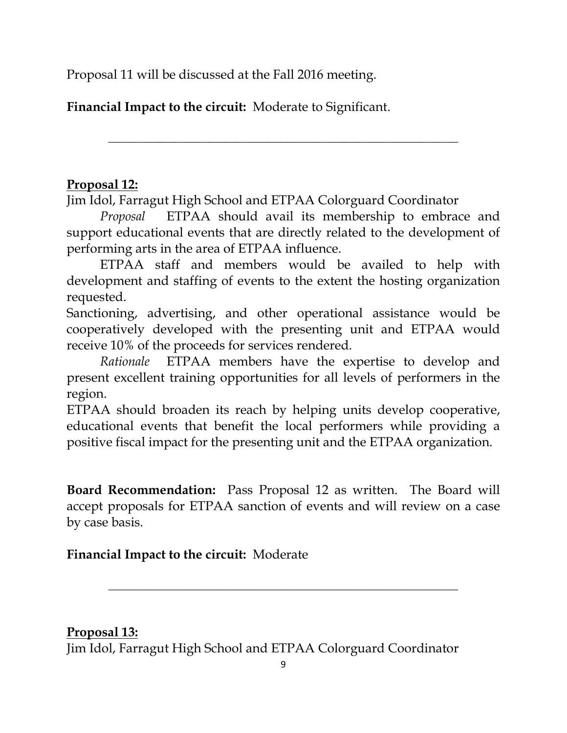Proposal 11 will be discussed at the Fall 2016 meeting.

**Financial Impact to the circuit:** Moderate to Significant.

---

**Proposal 12:**

Jim Idol, Farragut High School and ETPAA Colorguard Coordinator

*Proposal* ETPAA should avail its membership to embrace and support educational events that are directly related to the development of performing arts in the area of ETPAA influence.

ETPAA staff and members would be availed to help with development and staffing of events to the extent the hosting organization requested.

Sanctioning, advertising, and other operational assistance would be cooperatively developed with the presenting unit and ETPAA would receive 10% of the proceeds for services rendered.

*Rationale* ETPAA members have the expertise to develop and present excellent training opportunities for all levels of performers in the region.

ETPAA should broaden its reach by helping units develop cooperative, educational events that benefit the local performers while providing a positive fiscal impact for the presenting unit and the ETPAA organization.

**Board Recommendation:** Pass Proposal 12 as written. The Board will accept proposals for ETPAA sanction of events and will review on a case by case basis.

**Financial Impact to the circuit:** Moderate

---

**Proposal 13:**

Jim Idol, Farragut High School and ETPAA Colorguard Coordinator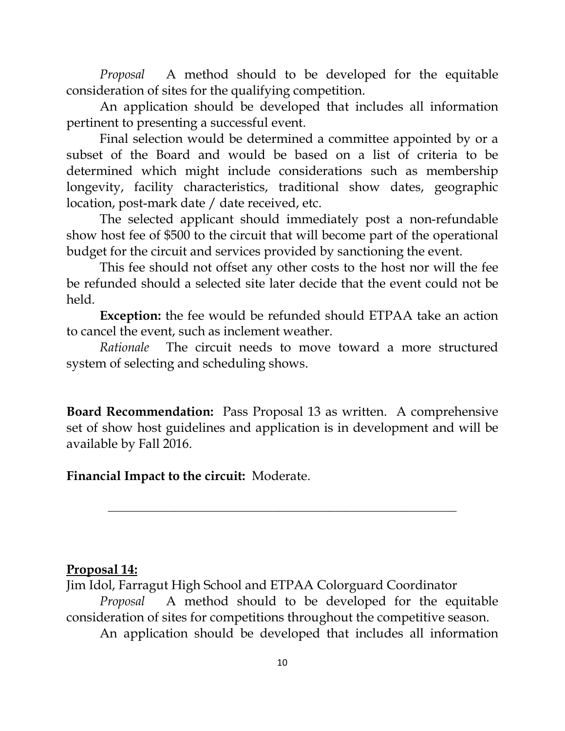*Proposal* A method should to be developed for the equitable consideration of sites for the qualifying competition.

An application should be developed that includes all information pertinent to presenting a successful event.

Final selection would be determined a committee appointed by or a subset of the Board and would be based on a list of criteria to be determined which might include considerations such as membership longevity, facility characteristics, traditional show dates, geographic location, post-mark date / date received, etc.

The selected applicant should immediately post a non-refundable show host fee of $500 to the circuit that will become part of the operational budget for the circuit and services provided by sanctioning the event.

This fee should not offset any other costs to the host nor will the fee be refunded should a selected site later decide that the event could not be held.

**Exception:** the fee would be refunded should ETPAA take an action to cancel the event, such as inclement weather.

*Rationale* The circuit needs to move toward a more structured system of selecting and scheduling shows.

**Board Recommendation:** Pass Proposal 13 as written. A comprehensive set of show host guidelines and application is in development and will be available by Fall 2016.

**Financial Impact to the circuit:** Moderate.

---

**Proposal 14:**

Jim Idol, Farragut High School and ETPAA Colorguard Coordinator

*Proposal* A method should to be developed for the equitable consideration of sites for competitions throughout the competitive season.

An application should be developed that includes all information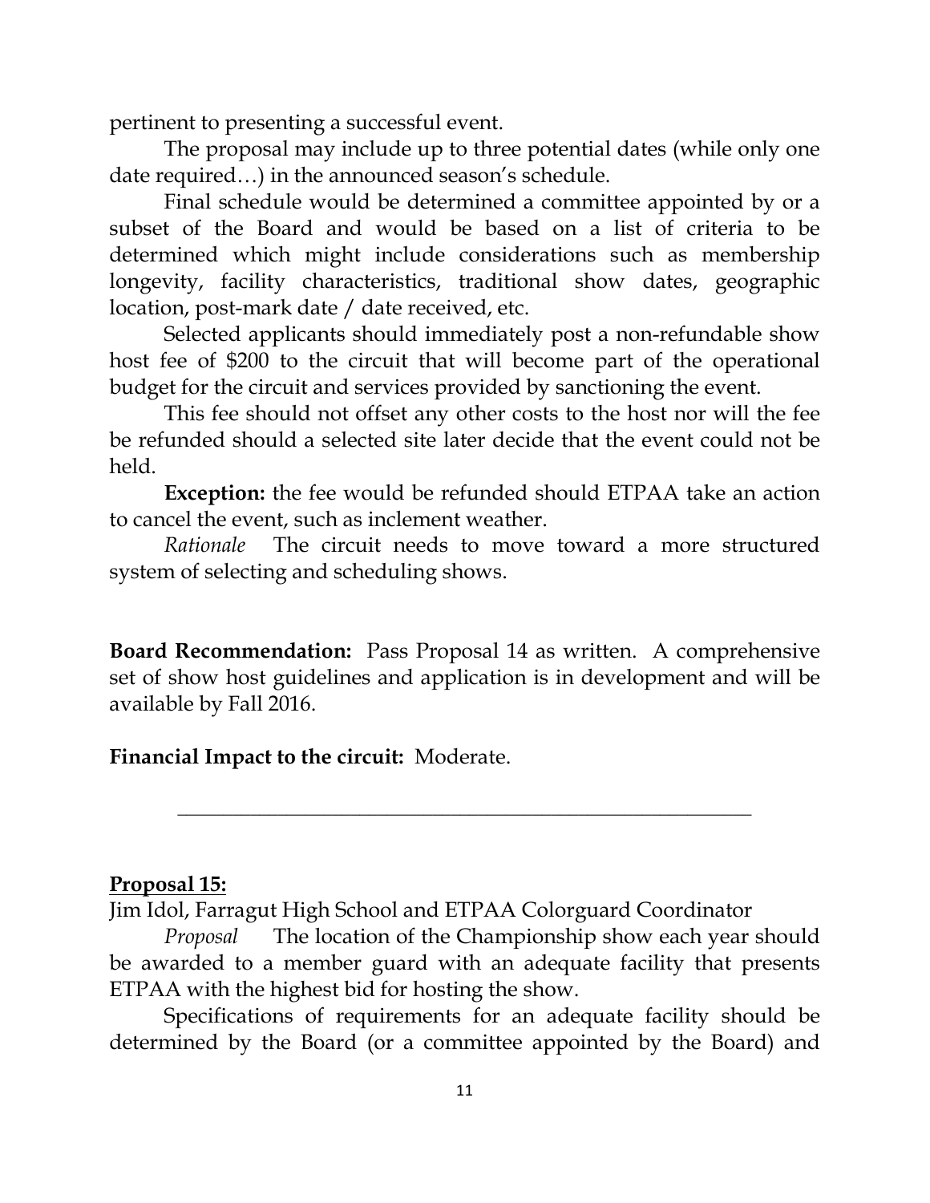pertinent to presenting a successful event.

The proposal may include up to three potential dates (while only one date required…) in the announced season's schedule.

Final schedule would be determined a committee appointed by or a subset of the Board and would be based on a list of criteria to be determined which might include considerations such as membership longevity, facility characteristics, traditional show dates, geographic location, post-mark date / date received, etc.

Selected applicants should immediately post a non-refundable show host fee of $200 to the circuit that will become part of the operational budget for the circuit and services provided by sanctioning the event.

This fee should not offset any other costs to the host nor will the fee be refunded should a selected site later decide that the event could not be held.

**Exception:** the fee would be refunded should ETPAA take an action to cancel the event, such as inclement weather.

*Rationale* The circuit needs to move toward a more structured system of selecting and scheduling shows.

**Board Recommendation:** Pass Proposal 14 as written. A comprehensive set of show host guidelines and application is in development and will be available by Fall 2016.

**Financial Impact to the circuit:** Moderate.

---

**Proposal 15:**

Jim Idol, Farragut High School and ETPAA Colorguard Coordinator

*Proposal* The location of the Championship show each year should be awarded to a member guard with an adequate facility that presents ETPAA with the highest bid for hosting the show.

Specifications of requirements for an adequate facility should be determined by the Board (or a committee appointed by the Board) and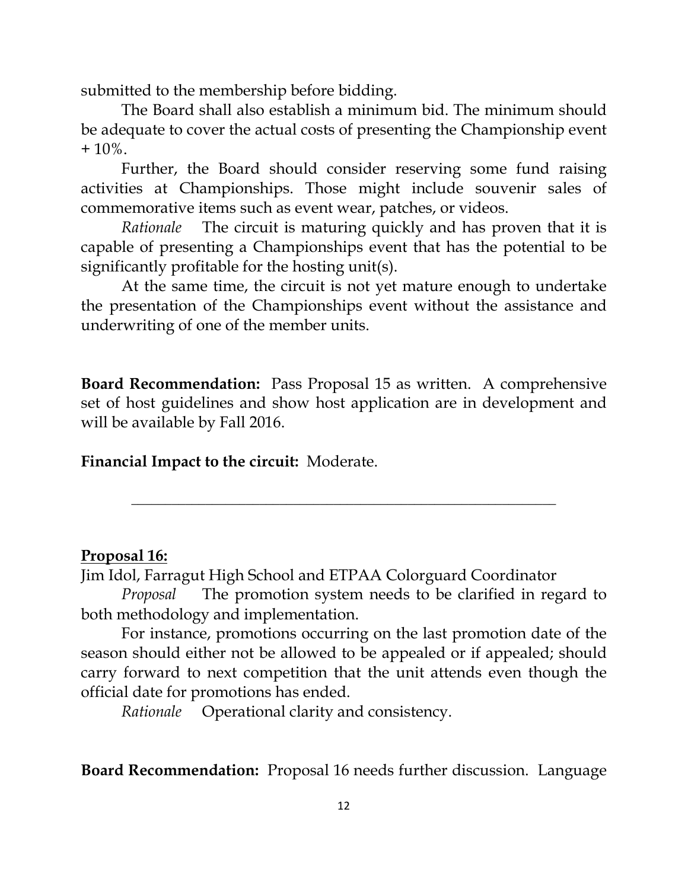submitted to the membership before bidding.

The Board shall also establish a minimum bid. The minimum should be adequate to cover the actual costs of presenting the Championship event + 10%.

Further, the Board should consider reserving some fund raising activities at Championships. Those might include souvenir sales of commemorative items such as event wear, patches, or videos.

*Rationale* The circuit is maturing quickly and has proven that it is capable of presenting a Championships event that has the potential to be significantly profitable for the hosting unit(s).

At the same time, the circuit is not yet mature enough to undertake the presentation of the Championships event without the assistance and underwriting of one of the member units.

**Board Recommendation:** Pass Proposal 15 as written. A comprehensive set of host guidelines and show host application are in development and will be available by Fall 2016.

**Financial Impact to the circuit:** Moderate.

---

**Proposal 16:**

Jim Idol, Farragut High School and ETPAA Colorguard Coordinator

*Proposal* The promotion system needs to be clarified in regard to both methodology and implementation.

For instance, promotions occurring on the last promotion date of the season should either not be allowed to be appealed or if appealed; should carry forward to next competition that the unit attends even though the official date for promotions has ended.

*Rationale* Operational clarity and consistency.

**Board Recommendation:** Proposal 16 needs further discussion. Language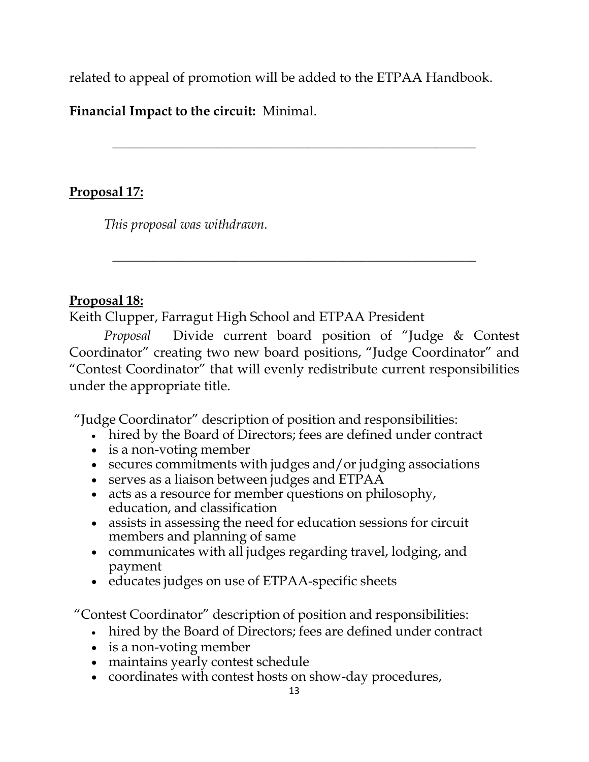related to appeal of promotion will be added to the ETPAA Handbook.

**Financial Impact to the circuit:** Minimal.

---

**<u>Proposal 17:</u>**

*This proposal was withdrawn.*

---

**<u>Proposal 18:</u>**

Keith Clupper, Farragut High School and ETPAA President

*Proposal* Divide current board position of "Judge & Contest Coordinator" creating two new board positions, "Judge Coordinator" and "Contest Coordinator" that will evenly redistribute current responsibilities under the appropriate title.

"Judge Coordinator" description of position and responsibilities:

- hired by the Board of Directors; fees are defined under contract
- is a non-voting member
- secures commitments with judges and/or judging associations
- serves as a liaison between judges and ETPAA
- acts as a resource for member questions on philosophy, education, and classification
- assists in assessing the need for education sessions for circuit members and planning of same
- communicates with all judges regarding travel, lodging, and payment
- educates judges on use of ETPAA-specific sheets

"Contest Coordinator" description of position and responsibilities:

- hired by the Board of Directors; fees are defined under contract
- is a non-voting member
- maintains yearly contest schedule
- coordinates with contest hosts on show-day procedures,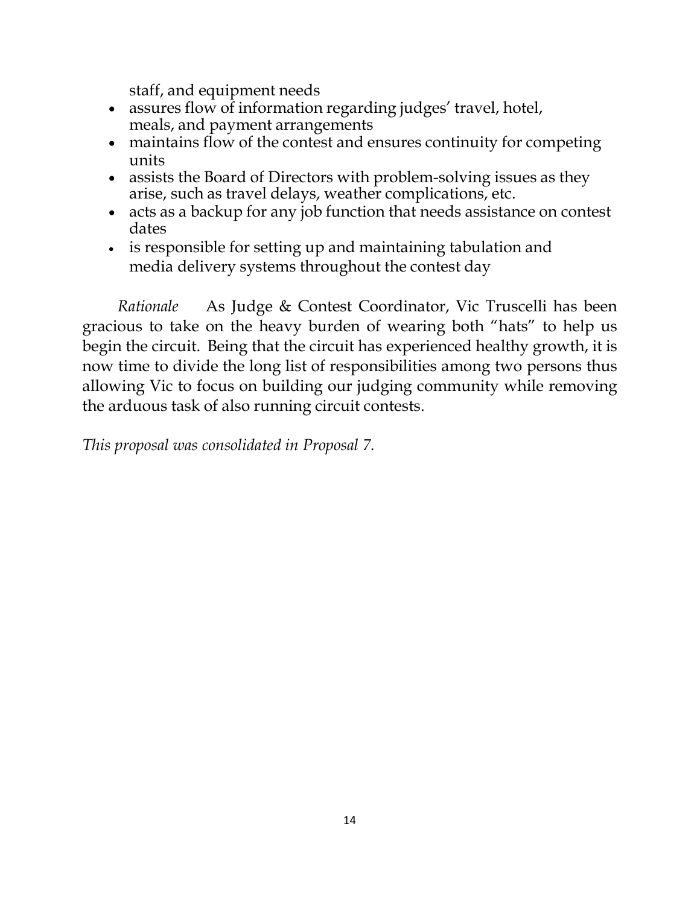staff, and equipment needs

- assures flow of information regarding judges' travel, hotel, meals, and payment arrangements
- maintains flow of the contest and ensures continuity for competing units
- assists the Board of Directors with problem-solving issues as they arise, such as travel delays, weather complications, etc.
- acts as a backup for any job function that needs assistance on contest dates
- is responsible for setting up and maintaining tabulation and media delivery systems throughout the contest day

*Rationale* As Judge & Contest Coordinator, Vic Truscelli has been gracious to take on the heavy burden of wearing both "hats" to help us begin the circuit. Being that the circuit has experienced healthy growth, it is now time to divide the long list of responsibilities among two persons thus allowing Vic to focus on building our judging community while removing the arduous task of also running circuit contests.

*This proposal was consolidated in Proposal 7.*